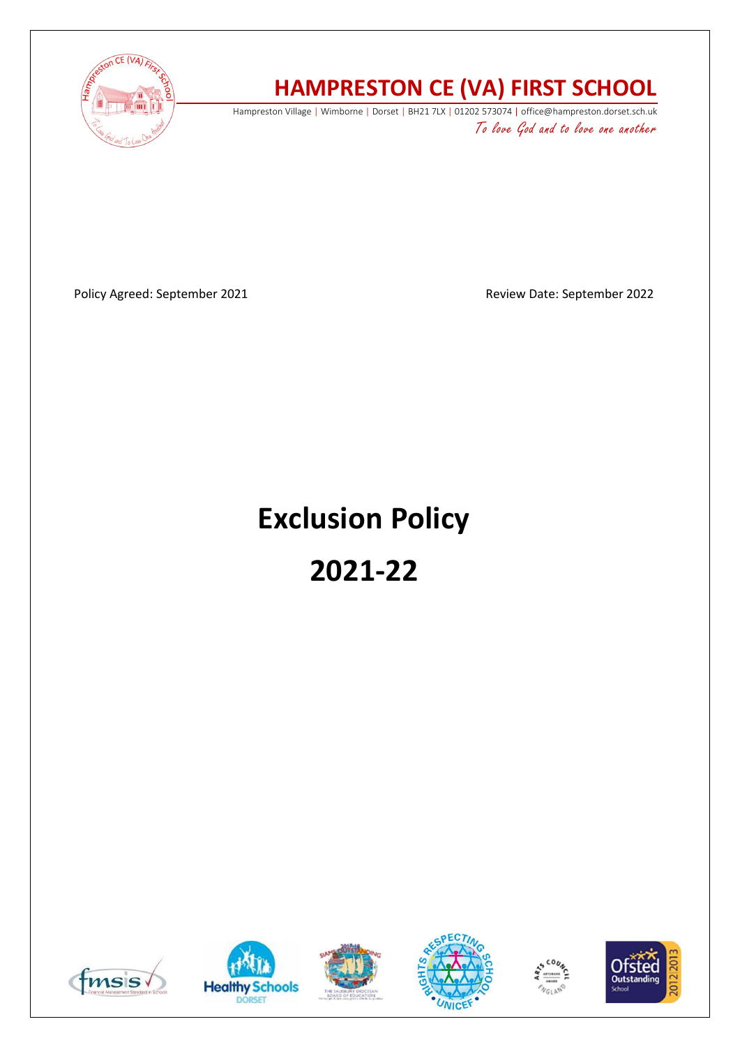# HAMPRESTON CE (VA) FIRST SCHOOL

Hampreston Village | Wimborne | Dorset | BH21 7LX | 01202 573074 | office@hampreston.dorset.sch.uk

*To love God and to love one another*

Policy Agreed: September 2021

Review Date: September 2022

# Exclusion Policy

# 2021-22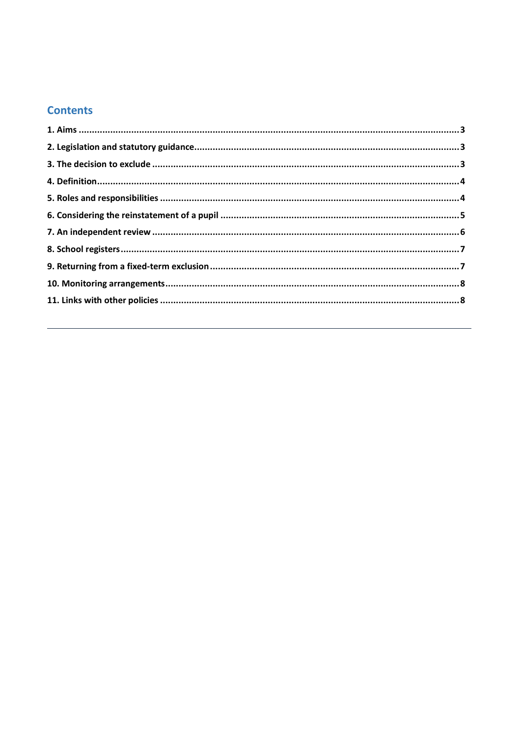## Contents

1. Aims ..... 3
2. Legislation and statutory guidance ..... 3
3. The decision to exclude ..... 3
4. Definition ..... 4
5. Roles and responsibilities ..... 4
6. Considering the reinstatement of a pupil ..... 5
7. An independent review ..... 6
8. School registers ..... 7
9. Returning from a fixed-term exclusion ..... 7
10. Monitoring arrangements ..... 8
11. Links with other policies ..... 8

---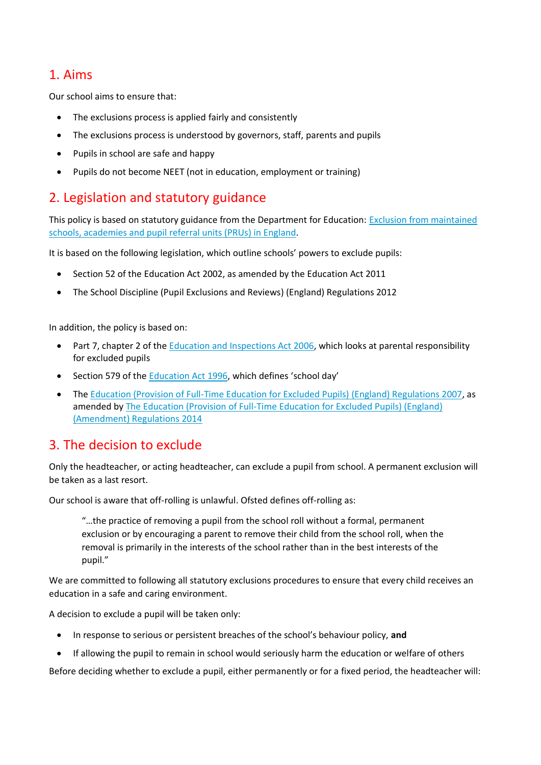## 1. Aims

Our school aims to ensure that:

- The exclusions process is applied fairly and consistently
- The exclusions process is understood by governors, staff, parents and pupils
- Pupils in school are safe and happy
- Pupils do not become NEET (not in education, employment or training)

## 2. Legislation and statutory guidance

This policy is based on statutory guidance from the Department for Education: [Exclusion from maintained schools, academies and pupil referral units (PRUs) in England]().

It is based on the following legislation, which outline schools' powers to exclude pupils:

- Section 52 of the Education Act 2002, as amended by the Education Act 2011
- The School Discipline (Pupil Exclusions and Reviews) (England) Regulations 2012

In addition, the policy is based on:

- Part 7, chapter 2 of the [Education and Inspections Act 2006](), which looks at parental responsibility for excluded pupils
- Section 579 of the [Education Act 1996](), which defines 'school day'
- The [Education (Provision of Full-Time Education for Excluded Pupils) (England) Regulations 2007](), as amended by [The Education (Provision of Full-Time Education for Excluded Pupils) (England) (Amendment) Regulations 2014]()

## 3. The decision to exclude

Only the headteacher, or acting headteacher, can exclude a pupil from school. A permanent exclusion will be taken as a last resort.

Our school is aware that off-rolling is unlawful. Ofsted defines off-rolling as:

> "…the practice of removing a pupil from the school roll without a formal, permanent exclusion or by encouraging a parent to remove their child from the school roll, when the removal is primarily in the interests of the school rather than in the best interests of the pupil."

We are committed to following all statutory exclusions procedures to ensure that every child receives an education in a safe and caring environment.

A decision to exclude a pupil will be taken only:

- In response to serious or persistent breaches of the school's behaviour policy, **and**
- If allowing the pupil to remain in school would seriously harm the education or welfare of others

Before deciding whether to exclude a pupil, either permanently or for a fixed period, the headteacher will: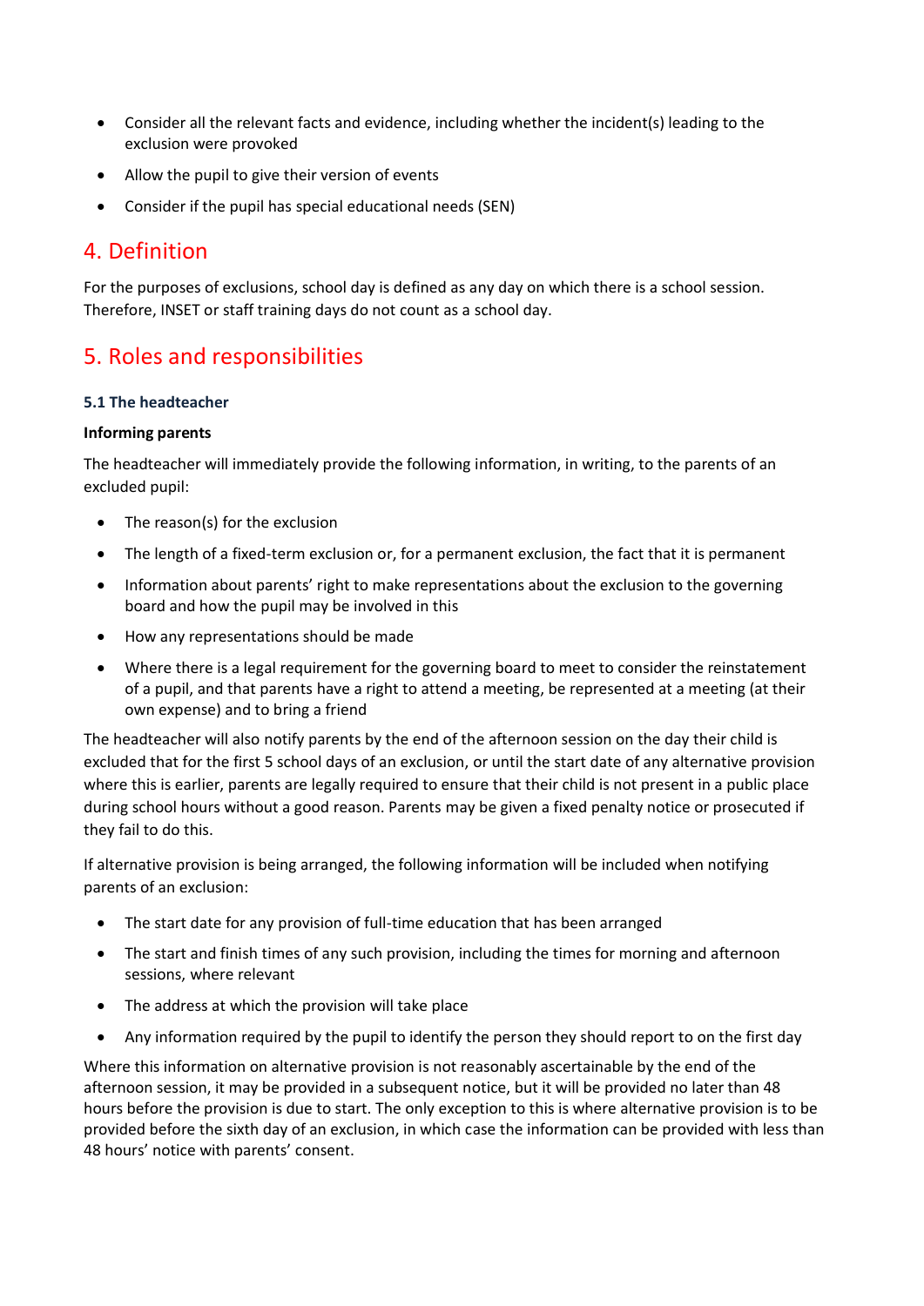- Consider all the relevant facts and evidence, including whether the incident(s) leading to the exclusion were provoked
- Allow the pupil to give their version of events
- Consider if the pupil has special educational needs (SEN)

## 4. Definition

For the purposes of exclusions, school day is defined as any day on which there is a school session. Therefore, INSET or staff training days do not count as a school day.

## 5. Roles and responsibilities

### 5.1 The headteacher

**Informing parents**

The headteacher will immediately provide the following information, in writing, to the parents of an excluded pupil:

- The reason(s) for the exclusion
- The length of a fixed-term exclusion or, for a permanent exclusion, the fact that it is permanent
- Information about parents' right to make representations about the exclusion to the governing board and how the pupil may be involved in this
- How any representations should be made
- Where there is a legal requirement for the governing board to meet to consider the reinstatement of a pupil, and that parents have a right to attend a meeting, be represented at a meeting (at their own expense) and to bring a friend

The headteacher will also notify parents by the end of the afternoon session on the day their child is excluded that for the first 5 school days of an exclusion, or until the start date of any alternative provision where this is earlier, parents are legally required to ensure that their child is not present in a public place during school hours without a good reason. Parents may be given a fixed penalty notice or prosecuted if they fail to do this.

If alternative provision is being arranged, the following information will be included when notifying parents of an exclusion:

- The start date for any provision of full-time education that has been arranged
- The start and finish times of any such provision, including the times for morning and afternoon sessions, where relevant
- The address at which the provision will take place
- Any information required by the pupil to identify the person they should report to on the first day

Where this information on alternative provision is not reasonably ascertainable by the end of the afternoon session, it may be provided in a subsequent notice, but it will be provided no later than 48 hours before the provision is due to start. The only exception to this is where alternative provision is to be provided before the sixth day of an exclusion, in which case the information can be provided with less than 48 hours' notice with parents' consent.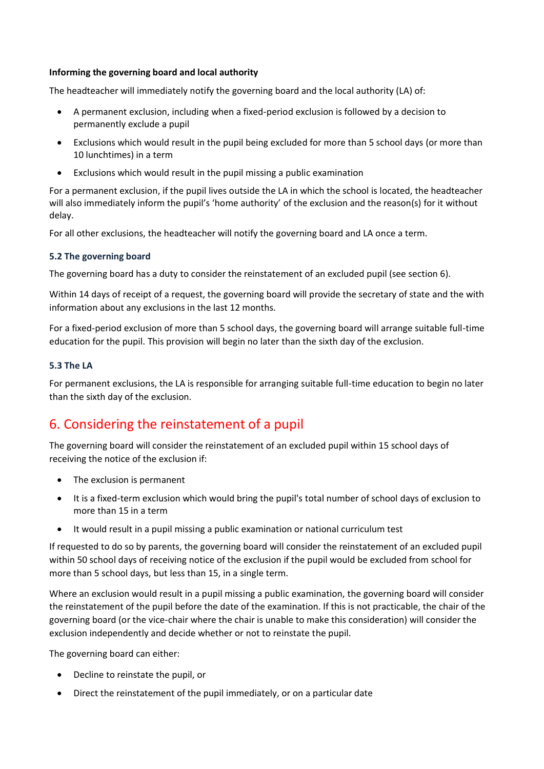**Informing the governing board and local authority**

The headteacher will immediately notify the governing board and the local authority (LA) of:

- A permanent exclusion, including when a fixed-period exclusion is followed by a decision to permanently exclude a pupil
- Exclusions which would result in the pupil being excluded for more than 5 school days (or more than 10 lunchtimes) in a term
- Exclusions which would result in the pupil missing a public examination

For a permanent exclusion, if the pupil lives outside the LA in which the school is located, the headteacher will also immediately inform the pupil's 'home authority' of the exclusion and the reason(s) for it without delay.

For all other exclusions, the headteacher will notify the governing board and LA once a term.

### 5.2 The governing board

The governing board has a duty to consider the reinstatement of an excluded pupil (see section 6).

Within 14 days of receipt of a request, the governing board will provide the secretary of state and the with information about any exclusions in the last 12 months.

For a fixed-period exclusion of more than 5 school days, the governing board will arrange suitable full-time education for the pupil. This provision will begin no later than the sixth day of the exclusion.

### 5.3 The LA

For permanent exclusions, the LA is responsible for arranging suitable full-time education to begin no later than the sixth day of the exclusion.

## 6. Considering the reinstatement of a pupil

The governing board will consider the reinstatement of an excluded pupil within 15 school days of receiving the notice of the exclusion if:

- The exclusion is permanent
- It is a fixed-term exclusion which would bring the pupil's total number of school days of exclusion to more than 15 in a term
- It would result in a pupil missing a public examination or national curriculum test

If requested to do so by parents, the governing board will consider the reinstatement of an excluded pupil within 50 school days of receiving notice of the exclusion if the pupil would be excluded from school for more than 5 school days, but less than 15, in a single term.

Where an exclusion would result in a pupil missing a public examination, the governing board will consider the reinstatement of the pupil before the date of the examination. If this is not practicable, the chair of the governing board (or the vice-chair where the chair is unable to make this consideration) will consider the exclusion independently and decide whether or not to reinstate the pupil.

The governing board can either:

- Decline to reinstate the pupil, or
- Direct the reinstatement of the pupil immediately, or on a particular date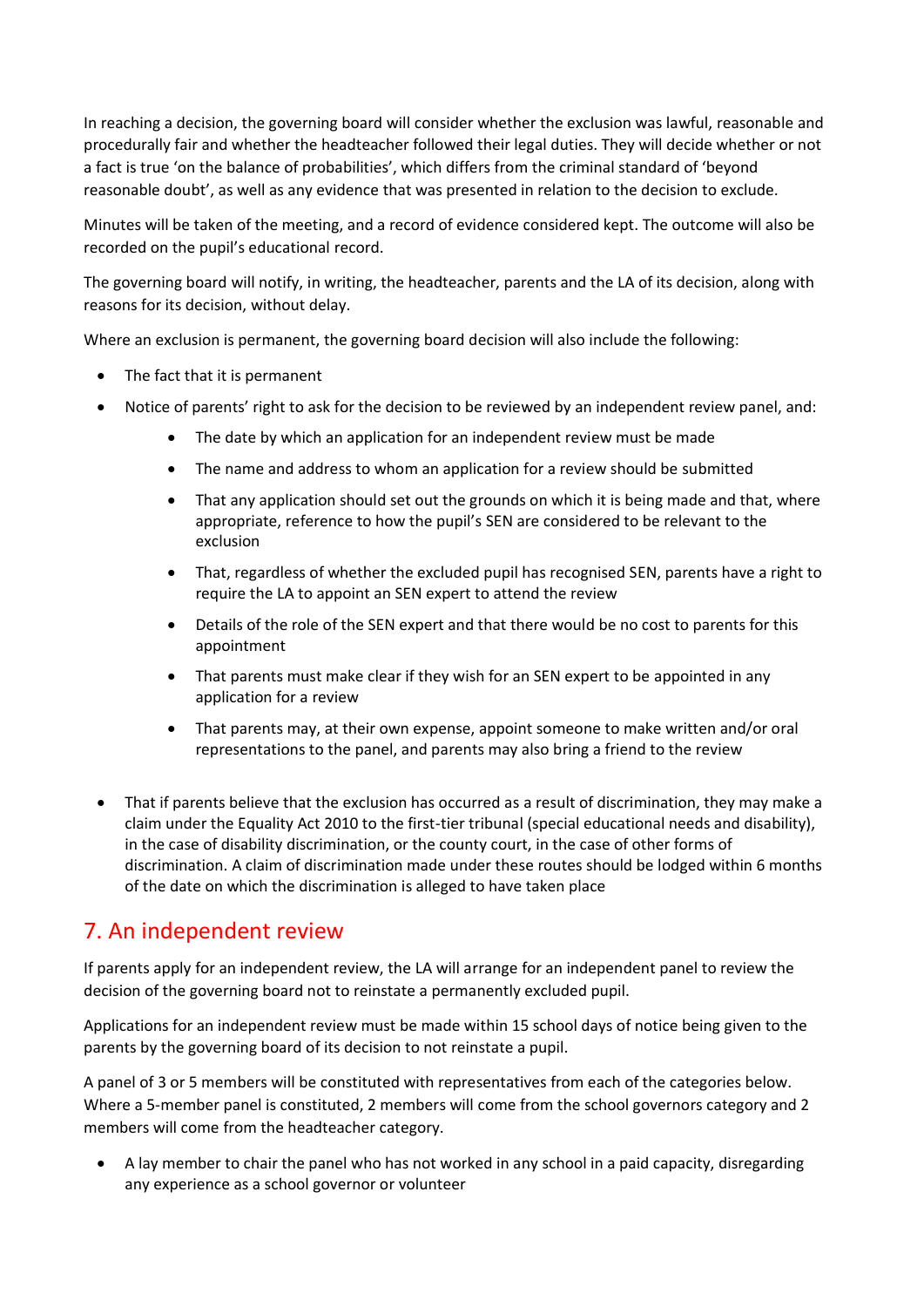In reaching a decision, the governing board will consider whether the exclusion was lawful, reasonable and procedurally fair and whether the headteacher followed their legal duties. They will decide whether or not a fact is true 'on the balance of probabilities', which differs from the criminal standard of 'beyond reasonable doubt', as well as any evidence that was presented in relation to the decision to exclude.

Minutes will be taken of the meeting, and a record of evidence considered kept. The outcome will also be recorded on the pupil's educational record.

The governing board will notify, in writing, the headteacher, parents and the LA of its decision, along with reasons for its decision, without delay.

Where an exclusion is permanent, the governing board decision will also include the following:

- The fact that it is permanent
- Notice of parents' right to ask for the decision to be reviewed by an independent review panel, and:
    - The date by which an application for an independent review must be made
    - The name and address to whom an application for a review should be submitted
    - That any application should set out the grounds on which it is being made and that, where appropriate, reference to how the pupil's SEN are considered to be relevant to the exclusion
    - That, regardless of whether the excluded pupil has recognised SEN, parents have a right to require the LA to appoint an SEN expert to attend the review
    - Details of the role of the SEN expert and that there would be no cost to parents for this appointment
    - That parents must make clear if they wish for an SEN expert to be appointed in any application for a review
    - That parents may, at their own expense, appoint someone to make written and/or oral representations to the panel, and parents may also bring a friend to the review
- That if parents believe that the exclusion has occurred as a result of discrimination, they may make a claim under the Equality Act 2010 to the first-tier tribunal (special educational needs and disability), in the case of disability discrimination, or the county court, in the case of other forms of discrimination. A claim of discrimination made under these routes should be lodged within 6 months of the date on which the discrimination is alleged to have taken place

## 7. An independent review

If parents apply for an independent review, the LA will arrange for an independent panel to review the decision of the governing board not to reinstate a permanently excluded pupil.

Applications for an independent review must be made within 15 school days of notice being given to the parents by the governing board of its decision to not reinstate a pupil.

A panel of 3 or 5 members will be constituted with representatives from each of the categories below. Where a 5-member panel is constituted, 2 members will come from the school governors category and 2 members will come from the headteacher category.

- A lay member to chair the panel who has not worked in any school in a paid capacity, disregarding any experience as a school governor or volunteer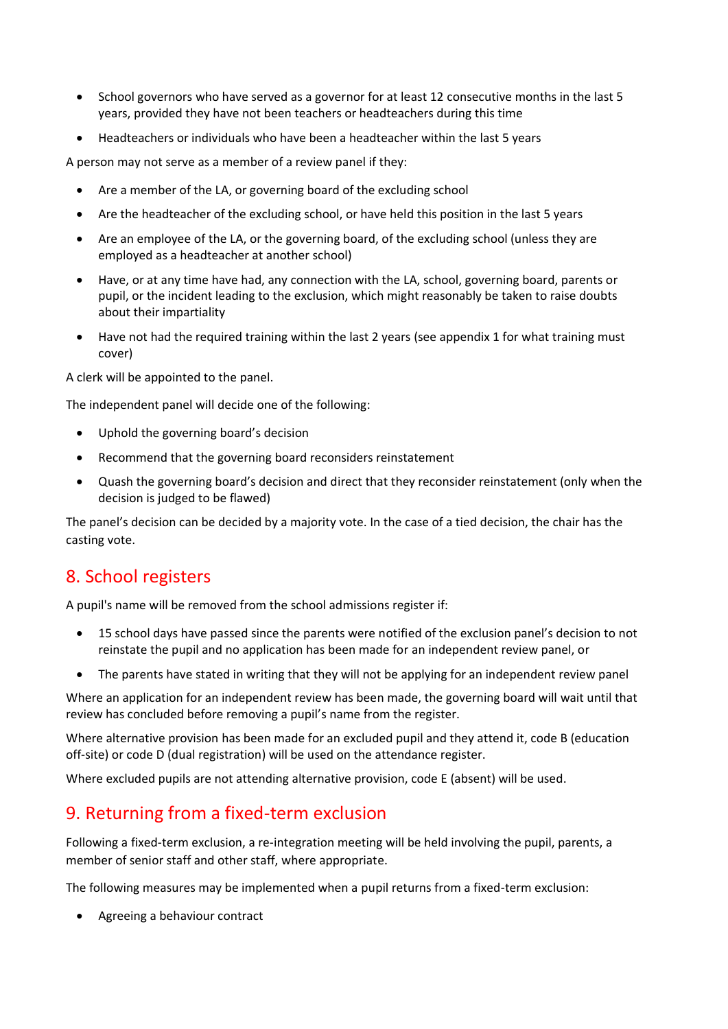- School governors who have served as a governor for at least 12 consecutive months in the last 5 years, provided they have not been teachers or headteachers during this time
- Headteachers or individuals who have been a headteacher within the last 5 years

A person may not serve as a member of a review panel if they:

- Are a member of the LA, or governing board of the excluding school
- Are the headteacher of the excluding school, or have held this position in the last 5 years
- Are an employee of the LA, or the governing board, of the excluding school (unless they are employed as a headteacher at another school)
- Have, or at any time have had, any connection with the LA, school, governing board, parents or pupil, or the incident leading to the exclusion, which might reasonably be taken to raise doubts about their impartiality
- Have not had the required training within the last 2 years (see appendix 1 for what training must cover)

A clerk will be appointed to the panel.

The independent panel will decide one of the following:

- Uphold the governing board's decision
- Recommend that the governing board reconsiders reinstatement
- Quash the governing board's decision and direct that they reconsider reinstatement (only when the decision is judged to be flawed)

The panel's decision can be decided by a majority vote. In the case of a tied decision, the chair has the casting vote.

## 8. School registers

A pupil's name will be removed from the school admissions register if:

- 15 school days have passed since the parents were notified of the exclusion panel's decision to not reinstate the pupil and no application has been made for an independent review panel, or
- The parents have stated in writing that they will not be applying for an independent review panel

Where an application for an independent review has been made, the governing board will wait until that review has concluded before removing a pupil's name from the register.

Where alternative provision has been made for an excluded pupil and they attend it, code B (education off-site) or code D (dual registration) will be used on the attendance register.

Where excluded pupils are not attending alternative provision, code E (absent) will be used.

## 9. Returning from a fixed-term exclusion

Following a fixed-term exclusion, a re-integration meeting will be held involving the pupil, parents, a member of senior staff and other staff, where appropriate.

The following measures may be implemented when a pupil returns from a fixed-term exclusion:

- Agreeing a behaviour contract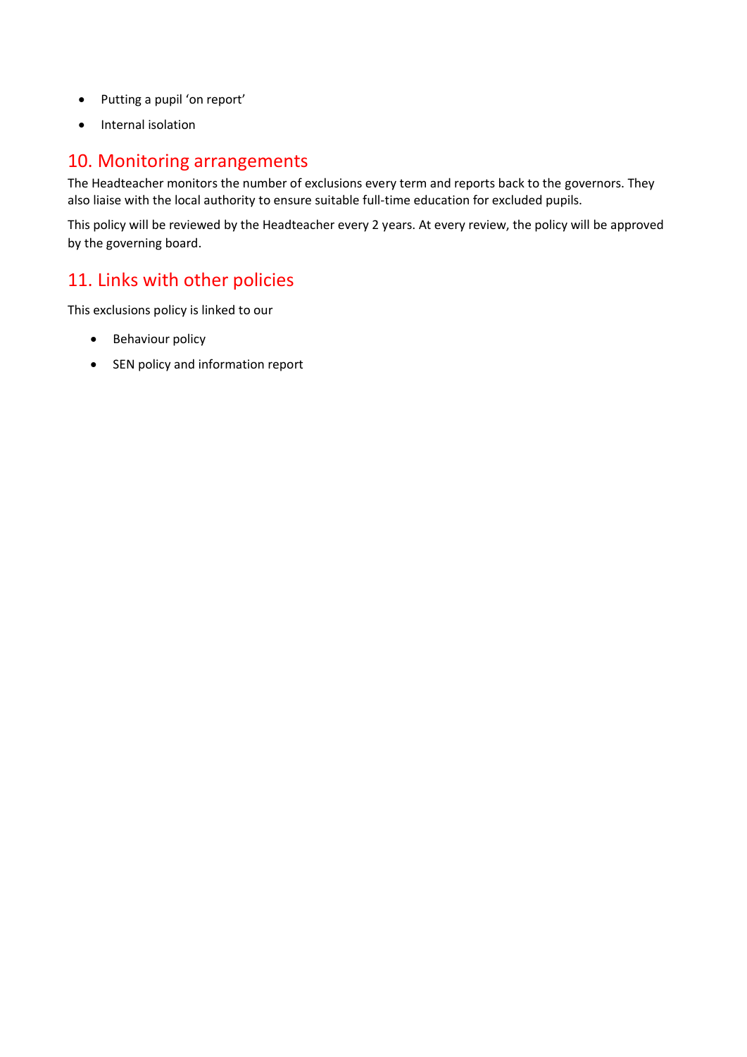- Putting a pupil 'on report'
- Internal isolation

## 10. Monitoring arrangements

The Headteacher monitors the number of exclusions every term and reports back to the governors. They also liaise with the local authority to ensure suitable full-time education for excluded pupils.

This policy will be reviewed by the Headteacher every 2 years. At every review, the policy will be approved by the governing board.

## 11. Links with other policies

This exclusions policy is linked to our

- Behaviour policy
- SEN policy and information report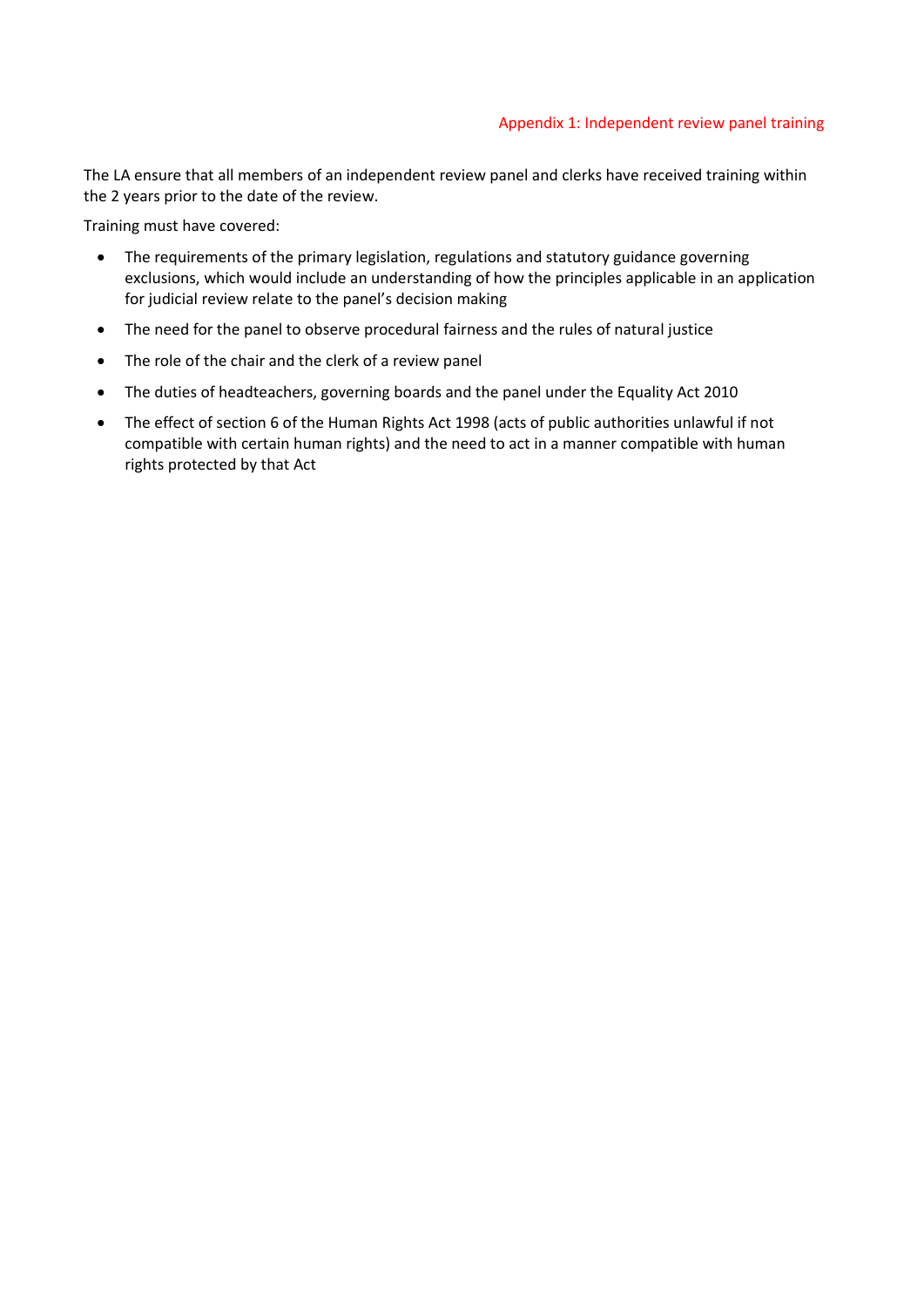## Appendix 1: Independent review panel training

The LA ensure that all members of an independent review panel and clerks have received training within the 2 years prior to the date of the review.

Training must have covered:

- The requirements of the primary legislation, regulations and statutory guidance governing exclusions, which would include an understanding of how the principles applicable in an application for judicial review relate to the panel's decision making
- The need for the panel to observe procedural fairness and the rules of natural justice
- The role of the chair and the clerk of a review panel
- The duties of headteachers, governing boards and the panel under the Equality Act 2010
- The effect of section 6 of the Human Rights Act 1998 (acts of public authorities unlawful if not compatible with certain human rights) and the need to act in a manner compatible with human rights protected by that Act